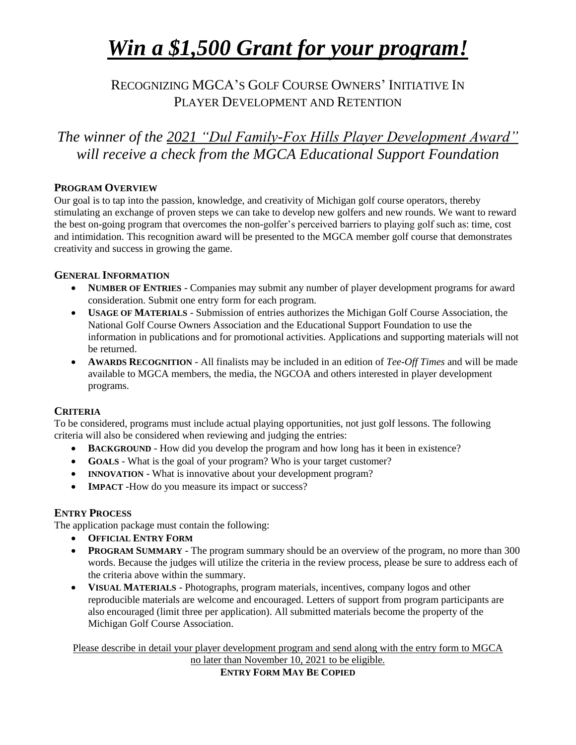# ***Win a $1,500 Grant for your program!***

## RECOGNIZING MGCA'S GOLF COURSE OWNERS' INITIATIVE IN PLAYER DEVELOPMENT AND RETENTION

### *The winner of the 2021 "Dul Family-Fox Hills Player Development Award" will receive a check from the MGCA Educational Support Foundation*

**PROGRAM OVERVIEW**

Our goal is to tap into the passion, knowledge, and creativity of Michigan golf course operators, thereby stimulating an exchange of proven steps we can take to develop new golfers and new rounds. We want to reward the best on-going program that overcomes the non-golfer's perceived barriers to playing golf such as: time, cost and intimidation. This recognition award will be presented to the MGCA member golf course that demonstrates creativity and success in growing the game.

**GENERAL INFORMATION**

- **NUMBER OF ENTRIES** - Companies may submit any number of player development programs for award consideration. Submit one entry form for each program.
- **USAGE OF MATERIALS** - Submission of entries authorizes the Michigan Golf Course Association, the National Golf Course Owners Association and the Educational Support Foundation to use the information in publications and for promotional activities. Applications and supporting materials will not be returned.
- **AWARDS RECOGNITION** - All finalists may be included in an edition of *Tee-Off Times* and will be made available to MGCA members, the media, the NGCOA and others interested in player development programs.

**CRITERIA**

To be considered, programs must include actual playing opportunities, not just golf lessons. The following criteria will also be considered when reviewing and judging the entries:

- **BACKGROUND** - How did you develop the program and how long has it been in existence?
- **GOALS** - What is the goal of your program? Who is your target customer?
- **INNOVATION** - What is innovative about your development program?
- **IMPACT** -How do you measure its impact or success?

**ENTRY PROCESS**

The application package must contain the following:

- **OFFICIAL ENTRY FORM**
- **PROGRAM SUMMARY** - The program summary should be an overview of the program, no more than 300 words. Because the judges will utilize the criteria in the review process, please be sure to address each of the criteria above within the summary.
- **VISUAL MATERIALS** - Photographs, program materials, incentives, company logos and other reproducible materials are welcome and encouraged. Letters of support from program participants are also encouraged (limit three per application). All submitted materials become the property of the Michigan Golf Course Association.

Please describe in detail your player development program and send along with the entry form to MGCA no later than November 10, 2021 to be eligible.

**ENTRY FORM MAY BE COPIED**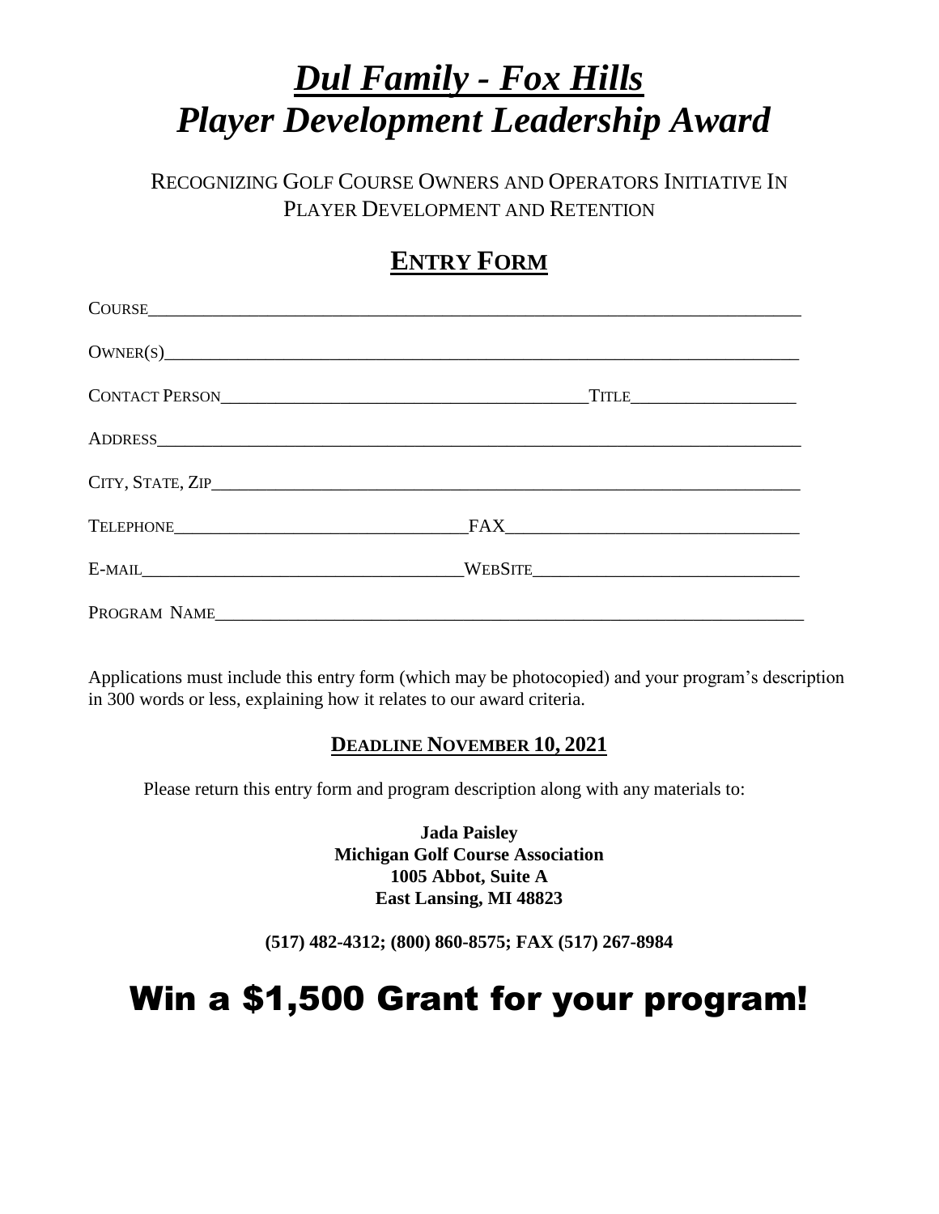# *Dul Family - Fox Hills*
# *Player Development Leadership Award*

RECOGNIZING GOLF COURSE OWNERS AND OPERATORS INITIATIVE IN PLAYER DEVELOPMENT AND RETENTION

## ENTRY FORM

COURSE___________________________________________________________________

OWNER(S)_________________________________________________________________

CONTACT PERSON________________________________________TITLE__________________

ADDRESS__________________________________________________________________

CITY, STATE, ZIP___________________________________________________________

TELEPHONE________________________________FAX_______________________________

E-MAIL___________________________________WEBSITE____________________________

PROGRAM NAME_____________________________________________________________

Applications must include this entry form (which may be photocopied) and your program's description in 300 words or less, explaining how it relates to our award criteria.

**DEADLINE NOVEMBER 10, 2021**

Please return this entry form and program description along with any materials to:

**Jada Paisley**
**Michigan Golf Course Association**
**1005 Abbot, Suite A**
**East Lansing, MI 48823**

**(517) 482-4312; (800) 860-8575; FAX (517) 267-8984**

# Win a $1,500 Grant for your program!